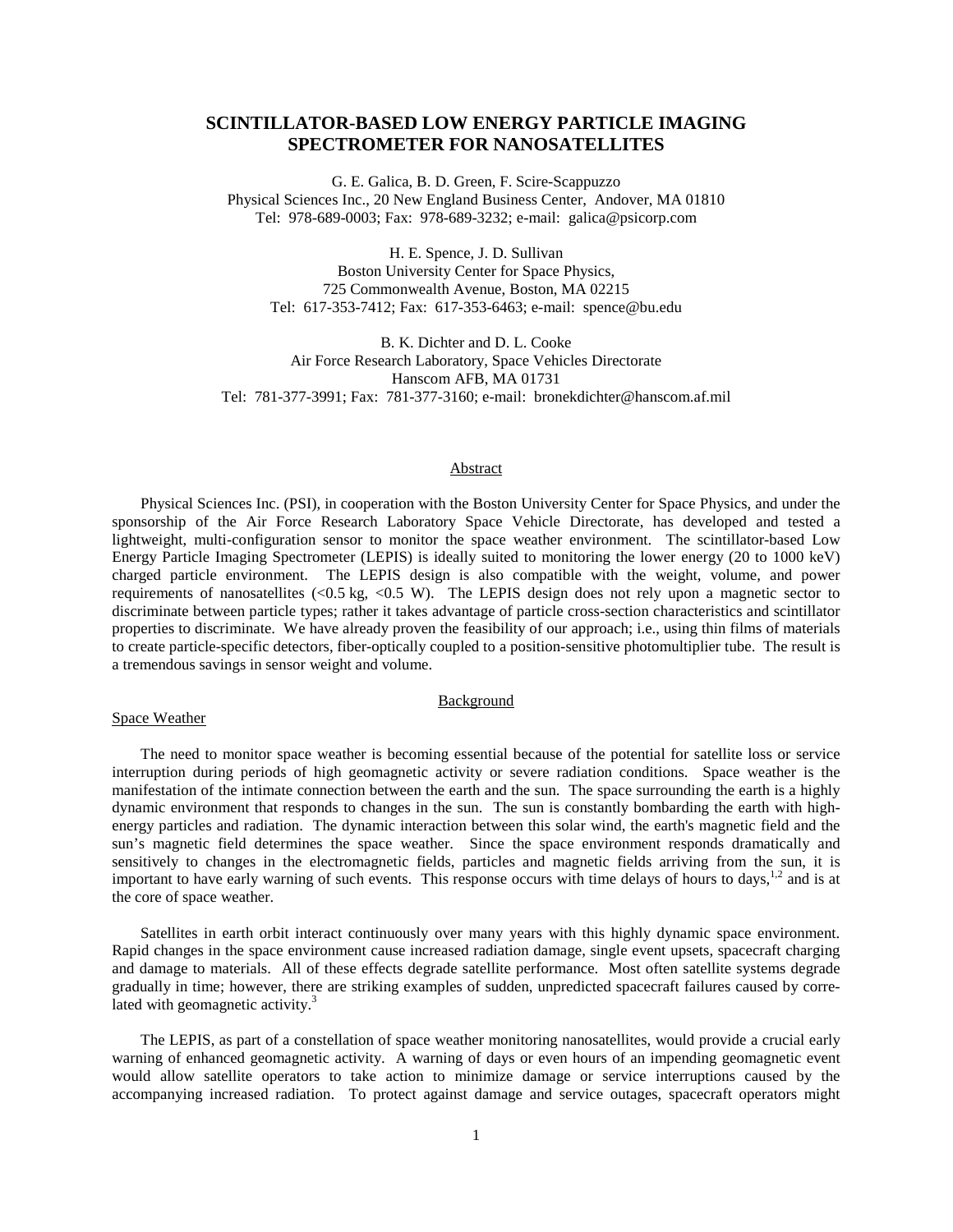# SCINTILLATOR-BASED LOW ENERGY PARTICLE IMAGING SPECTROMETER FOR NANOSATELLITES

G. E. Galica, B. D. Green, F. Scire-Scappuzzo
Physical Sciences Inc., 20 New England Business Center, Andover, MA 01810
Tel: 978-689-0003; Fax: 978-689-3232; e-mail: galica@psicorp.com

H. E. Spence, J. D. Sullivan
Boston University Center for Space Physics,
725 Commonwealth Avenue, Boston, MA 02215
Tel: 617-353-7412; Fax: 617-353-6463; e-mail: spence@bu.edu

B. K. Dichter and D. L. Cooke
Air Force Research Laboratory, Space Vehicles Directorate
Hanscom AFB, MA 01731
Tel: 781-377-3991; Fax: 781-377-3160; e-mail: bronekdichter@hanscom.af.mil

## Abstract

Physical Sciences Inc. (PSI), in cooperation with the Boston University Center for Space Physics, and under the sponsorship of the Air Force Research Laboratory Space Vehicle Directorate, has developed and tested a lightweight, multi-configuration sensor to monitor the space weather environment. The scintillator-based Low Energy Particle Imaging Spectrometer (LEPIS) is ideally suited to monitoring the lower energy (20 to 1000 keV) charged particle environment. The LEPIS design is also compatible with the weight, volume, and power requirements of nanosatellites (<0.5 kg, <0.5 W). The LEPIS design does not rely upon a magnetic sector to discriminate between particle types; rather it takes advantage of particle cross-section characteristics and scintillator properties to discriminate. We have already proven the feasibility of our approach; i.e., using thin films of materials to create particle-specific detectors, fiber-optically coupled to a position-sensitive photomultiplier tube. The result is a tremendous savings in sensor weight and volume.

## Background

### Space Weather

The need to monitor space weather is becoming essential because of the potential for satellite loss or service interruption during periods of high geomagnetic activity or severe radiation conditions. Space weather is the manifestation of the intimate connection between the earth and the sun. The space surrounding the earth is a highly dynamic environment that responds to changes in the sun. The sun is constantly bombarding the earth with high-energy particles and radiation. The dynamic interaction between this solar wind, the earth's magnetic field and the sun's magnetic field determines the space weather. Since the space environment responds dramatically and sensitively to changes in the electromagnetic fields, particles and magnetic fields arriving from the sun, it is important to have early warning of such events. This response occurs with time delays of hours to days,[1,2] and is at the core of space weather.

Satellites in earth orbit interact continuously over many years with this highly dynamic space environment. Rapid changes in the space environment cause increased radiation damage, single event upsets, spacecraft charging and damage to materials. All of these effects degrade satellite performance. Most often satellite systems degrade gradually in time; however, there are striking examples of sudden, unpredicted spacecraft failures caused by correlated with geomagnetic activity.[3]

The LEPIS, as part of a constellation of space weather monitoring nanosatellites, would provide a crucial early warning of enhanced geomagnetic activity. A warning of days or even hours of an impending geomagnetic event would allow satellite operators to take action to minimize damage or service interruptions caused by the accompanying increased radiation. To protect against damage and service outages, spacecraft operators might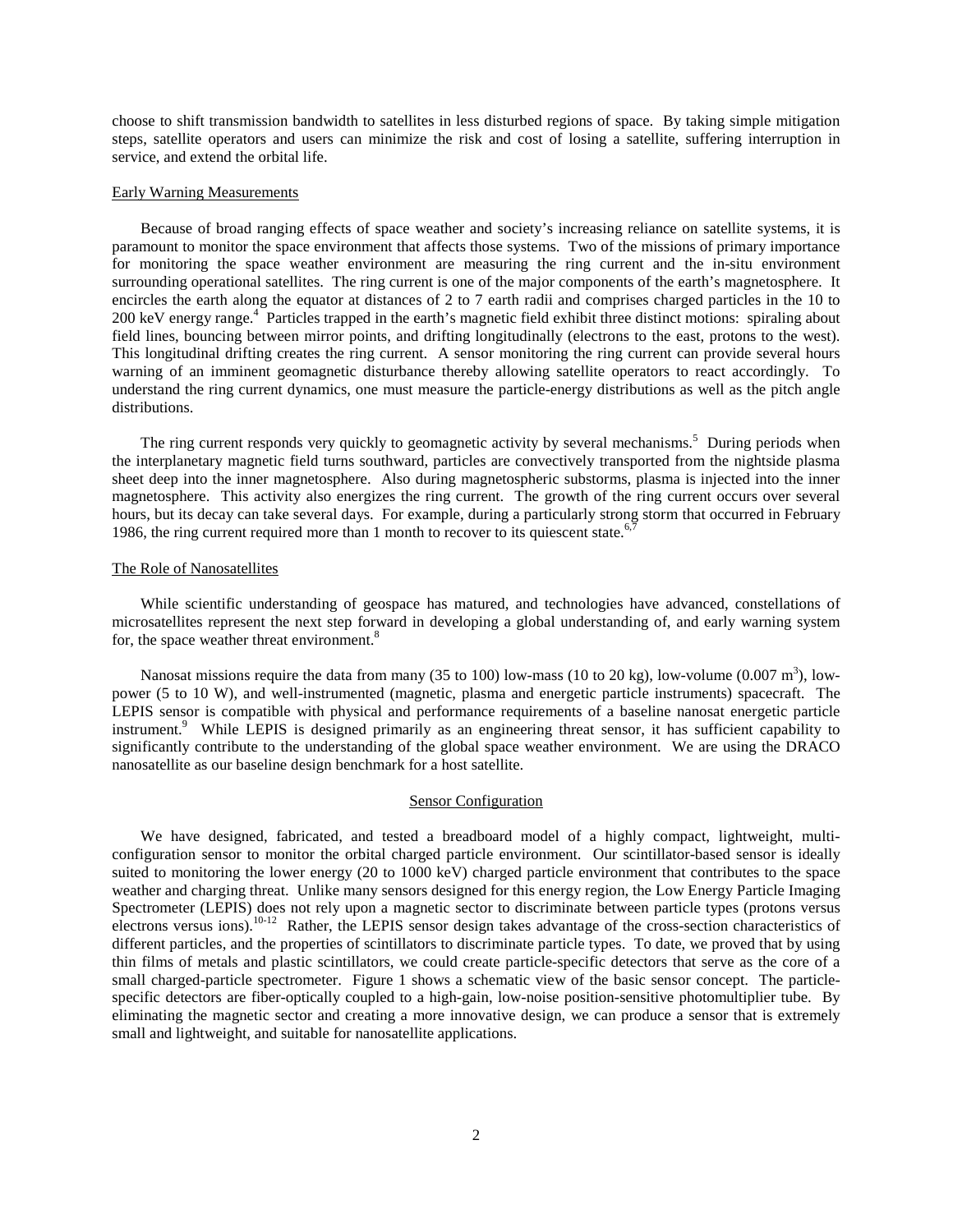choose to shift transmission bandwidth to satellites in less disturbed regions of space. By taking simple mitigation steps, satellite operators and users can minimize the risk and cost of losing a satellite, suffering interruption in service, and extend the orbital life.

### Early Warning Measurements

Because of broad ranging effects of space weather and society's increasing reliance on satellite systems, it is paramount to monitor the space environment that affects those systems. Two of the missions of primary importance for monitoring the space weather environment are measuring the ring current and the in-situ environment surrounding operational satellites. The ring current is one of the major components of the earth's magnetosphere. It encircles the earth along the equator at distances of 2 to 7 earth radii and comprises charged particles in the 10 to 200 keV energy range.[4] Particles trapped in the earth's magnetic field exhibit three distinct motions: spiraling about field lines, bouncing between mirror points, and drifting longitudinally (electrons to the east, protons to the west). This longitudinal drifting creates the ring current. A sensor monitoring the ring current can provide several hours warning of an imminent geomagnetic disturbance thereby allowing satellite operators to react accordingly. To understand the ring current dynamics, one must measure the particle-energy distributions as well as the pitch angle distributions.

The ring current responds very quickly to geomagnetic activity by several mechanisms.[5] During periods when the interplanetary magnetic field turns southward, particles are convectively transported from the nightside plasma sheet deep into the inner magnetosphere. Also during magnetospheric substorms, plasma is injected into the inner magnetosphere. This activity also energizes the ring current. The growth of the ring current occurs over several hours, but its decay can take several days. For example, during a particularly strong storm that occurred in February 1986, the ring current required more than 1 month to recover to its quiescent state.[6,7]

### The Role of Nanosatellites

While scientific understanding of geospace has matured, and technologies have advanced, constellations of microsatellites represent the next step forward in developing a global understanding of, and early warning system for, the space weather threat environment.[8]

Nanosat missions require the data from many (35 to 100) low-mass (10 to 20 kg), low-volume (0.007 $m^3$), low-power (5 to 10 W), and well-instrumented (magnetic, plasma and energetic particle instruments) spacecraft. The LEPIS sensor is compatible with physical and performance requirements of a baseline nanosat energetic particle instrument.[9] While LEPIS is designed primarily as an engineering threat sensor, it has sufficient capability to significantly contribute to the understanding of the global space weather environment. We are using the DRACO nanosatellite as our baseline design benchmark for a host satellite.

## Sensor Configuration

We have designed, fabricated, and tested a breadboard model of a highly compact, lightweight, multi-configuration sensor to monitor the orbital charged particle environment. Our scintillator-based sensor is ideally suited to monitoring the lower energy (20 to 1000 keV) charged particle environment that contributes to the space weather and charging threat. Unlike many sensors designed for this energy region, the Low Energy Particle Imaging Spectrometer (LEPIS) does not rely upon a magnetic sector to discriminate between particle types (protons versus electrons versus ions).[10-12] Rather, the LEPIS sensor design takes advantage of the cross-section characteristics of different particles, and the properties of scintillators to discriminate particle types. To date, we proved that by using thin films of metals and plastic scintillators, we could create particle-specific detectors that serve as the core of a small charged-particle spectrometer. Figure 1 shows a schematic view of the basic sensor concept. The particle-specific detectors are fiber-optically coupled to a high-gain, low-noise position-sensitive photomultiplier tube. By eliminating the magnetic sector and creating a more innovative design, we can produce a sensor that is extremely small and lightweight, and suitable for nanosatellite applications.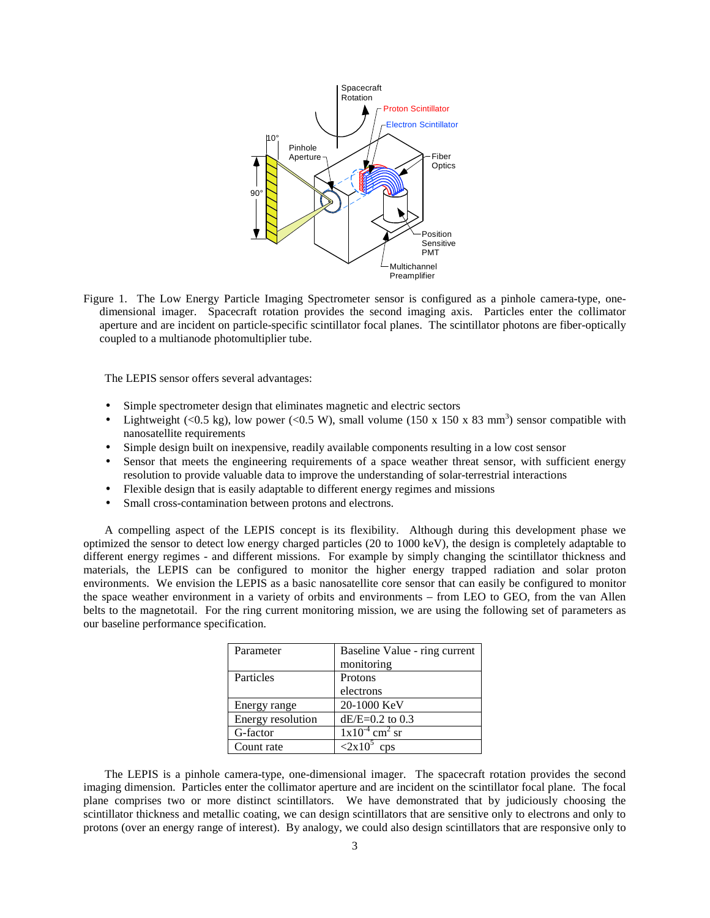Figure 1. The Low Energy Particle Imaging Spectrometer sensor is configured as a pinhole camera-type, one-dimensional imager. Spacecraft rotation provides the second imaging axis. Particles enter the collimator aperture and are incident on particle-specific scintillator focal planes. The scintillator photons are fiber-optically coupled to a multianode photomultiplier tube.

The LEPIS sensor offers several advantages:

- Simple spectrometer design that eliminates magnetic and electric sectors
- Lightweight (<0.5 kg), low power (<0.5 W), small volume (150 x 150 x 83 $mm^3$) sensor compatible with nanosatellite requirements
- Simple design built on inexpensive, readily available components resulting in a low cost sensor
- Sensor that meets the engineering requirements of a space weather threat sensor, with sufficient energy resolution to provide valuable data to improve the understanding of solar-terrestrial interactions
- Flexible design that is easily adaptable to different energy regimes and missions
- Small cross-contamination between protons and electrons.

A compelling aspect of the LEPIS concept is its flexibility. Although during this development phase we optimized the sensor to detect low energy charged particles (20 to 1000 keV), the design is completely adaptable to different energy regimes - and different missions. For example by simply changing the scintillator thickness and materials, the LEPIS can be configured to monitor the higher energy trapped radiation and solar proton environments. We envision the LEPIS as a basic nanosatellite core sensor that can easily be configured to monitor the space weather environment in a variety of orbits and environments – from LEO to GEO, from the van Allen belts to the magnetotail. For the ring current monitoring mission, we are using the following set of parameters as our baseline performance specification.

| Parameter | Baseline Value - ring current monitoring |
|---|---|
| Particles | Protons<br>electrons |
| Energy range | 20-1000 KeV |
| Energy resolution | dE/E=0.2 to 0.3 |
| G-factor | $1x10^{-4}$ $cm^2$ sr |
| Count rate | $<2x10^5$ cps |

The LEPIS is a pinhole camera-type, one-dimensional imager. The spacecraft rotation provides the second imaging dimension. Particles enter the collimator aperture and are incident on the scintillator focal plane. The focal plane comprises two or more distinct scintillators. We have demonstrated that by judiciously choosing the scintillator thickness and metallic coating, we can design scintillators that are sensitive only to electrons and only to protons (over an energy range of interest). By analogy, we could also design scintillators that are responsive only to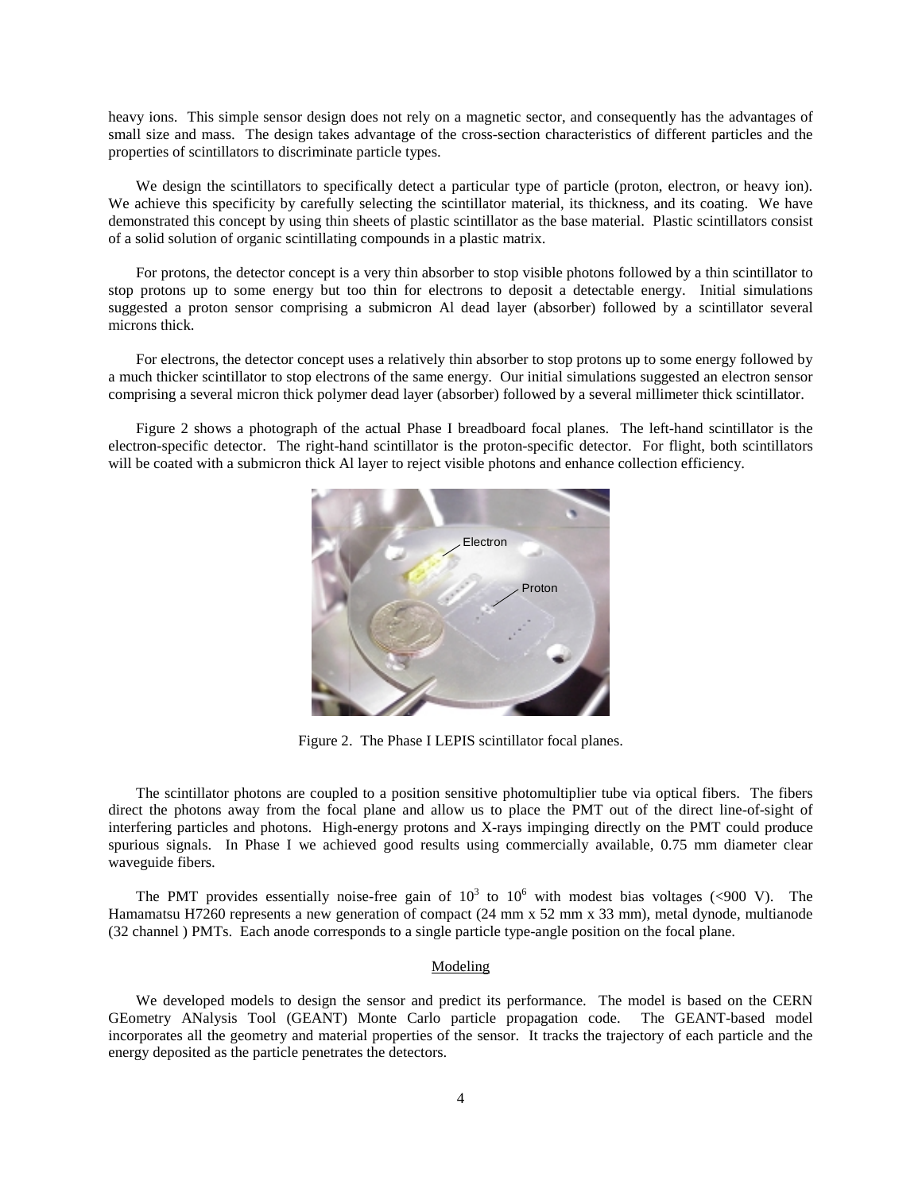heavy ions. This simple sensor design does not rely on a magnetic sector, and consequently has the advantages of small size and mass. The design takes advantage of the cross-section characteristics of different particles and the properties of scintillators to discriminate particle types.

We design the scintillators to specifically detect a particular type of particle (proton, electron, or heavy ion). We achieve this specificity by carefully selecting the scintillator material, its thickness, and its coating. We have demonstrated this concept by using thin sheets of plastic scintillator as the base material. Plastic scintillators consist of a solid solution of organic scintillating compounds in a plastic matrix.

For protons, the detector concept is a very thin absorber to stop visible photons followed by a thin scintillator to stop protons up to some energy but too thin for electrons to deposit a detectable energy. Initial simulations suggested a proton sensor comprising a submicron Al dead layer (absorber) followed by a scintillator several microns thick.

For electrons, the detector concept uses a relatively thin absorber to stop protons up to some energy followed by a much thicker scintillator to stop electrons of the same energy. Our initial simulations suggested an electron sensor comprising a several micron thick polymer dead layer (absorber) followed by a several millimeter thick scintillator.

Figure 2 shows a photograph of the actual Phase I breadboard focal planes. The left-hand scintillator is the electron-specific detector. The right-hand scintillator is the proton-specific detector. For flight, both scintillators will be coated with a submicron thick Al layer to reject visible photons and enhance collection efficiency.

Figure 2. The Phase I LEPIS scintillator focal planes.

The scintillator photons are coupled to a position sensitive photomultiplier tube via optical fibers. The fibers direct the photons away from the focal plane and allow us to place the PMT out of the direct line-of-sight of interfering particles and photons. High-energy protons and X-rays impinging directly on the PMT could produce spurious signals. In Phase I we achieved good results using commercially available, 0.75 mm diameter clear waveguide fibers.

The PMT provides essentially noise-free gain of $10^3$ to $10^6$ with modest bias voltages (<900 V). The Hamamatsu H7260 represents a new generation of compact (24 mm x 52 mm x 33 mm), metal dynode, multianode (32 channel ) PMTs. Each anode corresponds to a single particle type-angle position on the focal plane.

## Modeling

We developed models to design the sensor and predict its performance. The model is based on the CERN GEometry ANalysis Tool (GEANT) Monte Carlo particle propagation code. The GEANT-based model incorporates all the geometry and material properties of the sensor. It tracks the trajectory of each particle and the energy deposited as the particle penetrates the detectors.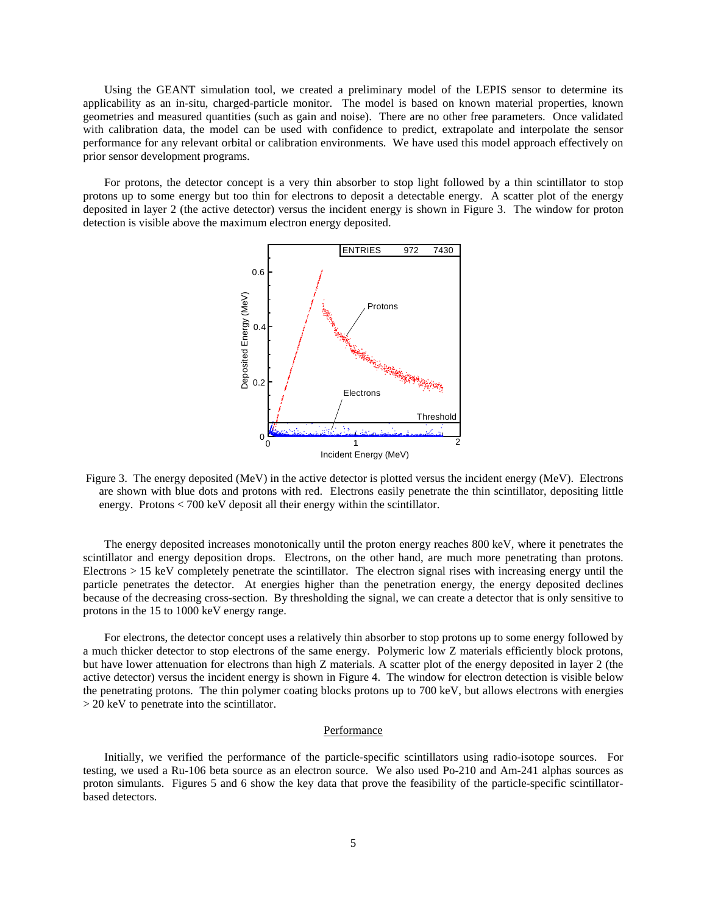Using the GEANT simulation tool, we created a preliminary model of the LEPIS sensor to determine its applicability as an in-situ, charged-particle monitor. The model is based on known material properties, known geometries and measured quantities (such as gain and noise). There are no other free parameters. Once validated with calibration data, the model can be used with confidence to predict, extrapolate and interpolate the sensor performance for any relevant orbital or calibration environments. We have used this model approach effectively on prior sensor development programs.

For protons, the detector concept is a very thin absorber to stop light followed by a thin scintillator to stop protons up to some energy but too thin for electrons to deposit a detectable energy. A scatter plot of the energy deposited in layer 2 (the active detector) versus the incident energy is shown in Figure 3. The window for proton detection is visible above the maximum electron energy deposited.

Figure 3. The energy deposited (MeV) in the active detector is plotted versus the incident energy (MeV). Electrons are shown with blue dots and protons with red. Electrons easily penetrate the thin scintillator, depositing little energy. Protons < 700 keV deposit all their energy within the scintillator.

The energy deposited increases monotonically until the proton energy reaches 800 keV, where it penetrates the scintillator and energy deposition drops. Electrons, on the other hand, are much more penetrating than protons. Electrons > 15 keV completely penetrate the scintillator. The electron signal rises with increasing energy until the particle penetrates the detector. At energies higher than the penetration energy, the energy deposited declines because of the decreasing cross-section. By thresholding the signal, we can create a detector that is only sensitive to protons in the 15 to 1000 keV energy range.

For electrons, the detector concept uses a relatively thin absorber to stop protons up to some energy followed by a much thicker detector to stop electrons of the same energy. Polymeric low Z materials efficiently block protons, but have lower attenuation for electrons than high Z materials. A scatter plot of the energy deposited in layer 2 (the active detector) versus the incident energy is shown in Figure 4. The window for electron detection is visible below the penetrating protons. The thin polymer coating blocks protons up to 700 keV, but allows electrons with energies > 20 keV to penetrate into the scintillator.

## Performance

Initially, we verified the performance of the particle-specific scintillators using radio-isotope sources. For testing, we used a Ru-106 beta source as an electron source. We also used Po-210 and Am-241 alphas sources as proton simulants. Figures 5 and 6 show the key data that prove the feasibility of the particle-specific scintillator-based detectors.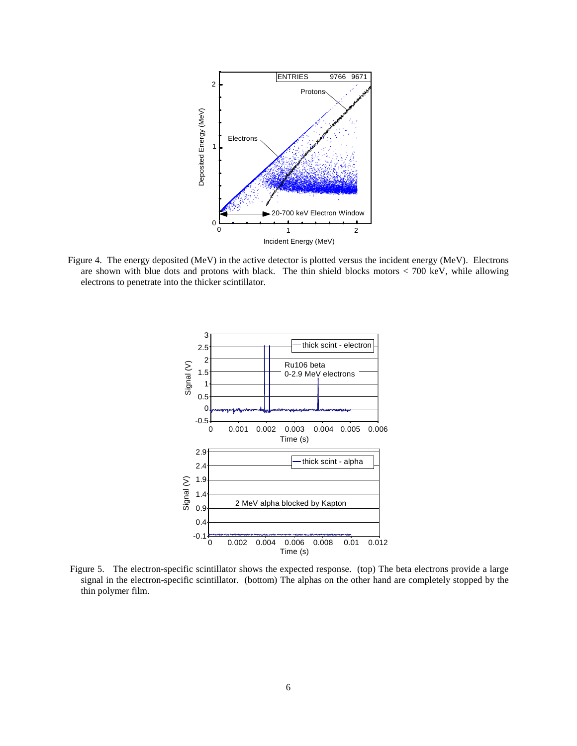Figure 4. The energy deposited (MeV) in the active detector is plotted versus the incident energy (MeV). Electrons are shown with blue dots and protons with black. The thin shield blocks motors < 700 keV, while allowing electrons to penetrate into the thicker scintillator.

Figure 5. The electron-specific scintillator shows the expected response. (top) The beta electrons provide a large signal in the electron-specific scintillator. (bottom) The alphas on the other hand are completely stopped by the thin polymer film.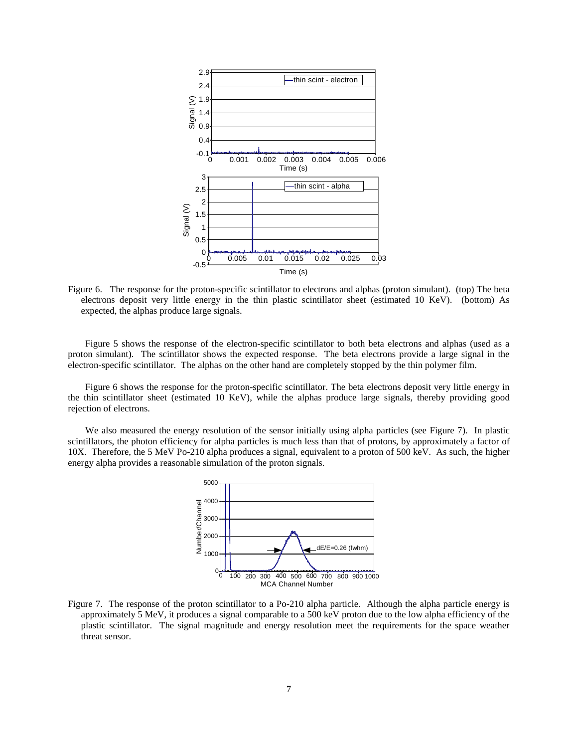Figure 6. The response for the proton-specific scintillator to electrons and alphas (proton simulant). (top) The beta electrons deposit very little energy in the thin plastic scintillator sheet (estimated 10 KeV). (bottom) As expected, the alphas produce large signals.

Figure 5 shows the response of the electron-specific scintillator to both beta electrons and alphas (used as a proton simulant). The scintillator shows the expected response. The beta electrons provide a large signal in the electron-specific scintillator. The alphas on the other hand are completely stopped by the thin polymer film.

Figure 6 shows the response for the proton-specific scintillator. The beta electrons deposit very little energy in the thin scintillator sheet (estimated 10 KeV), while the alphas produce large signals, thereby providing good rejection of electrons.

We also measured the energy resolution of the sensor initially using alpha particles (see Figure 7). In plastic scintillators, the photon efficiency for alpha particles is much less than that of protons, by approximately a factor of 10X. Therefore, the 5 MeV Po-210 alpha produces a signal, equivalent to a proton of 500 keV. As such, the higher energy alpha provides a reasonable simulation of the proton signals.

Figure 7. The response of the proton scintillator to a Po-210 alpha particle. Although the alpha particle energy is approximately 5 MeV, it produces a signal comparable to a 500 keV proton due to the low alpha efficiency of the plastic scintillator. The signal magnitude and energy resolution meet the requirements for the space weather threat sensor.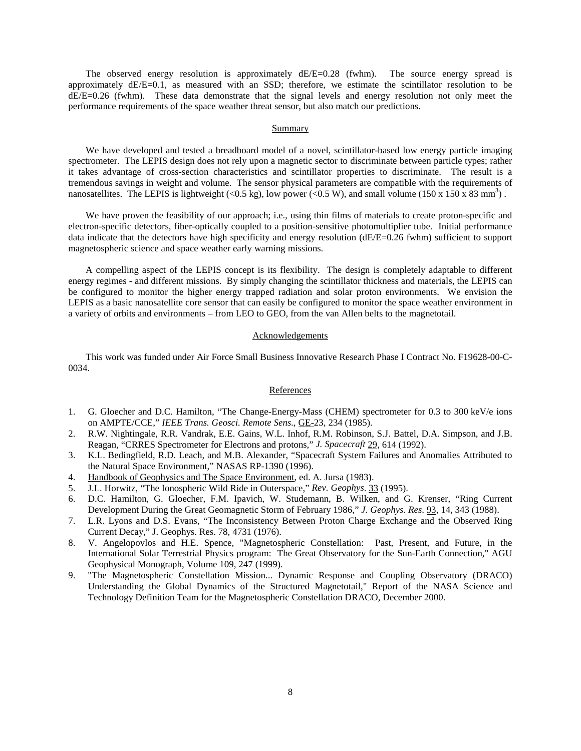The observed energy resolution is approximately dE/E=0.28 (fwhm). The source energy spread is approximately dE/E=0.1, as measured with an SSD; therefore, we estimate the scintillator resolution to be dE/E=0.26 (fwhm). These data demonstrate that the signal levels and energy resolution not only meet the performance requirements of the space weather threat sensor, but also match our predictions.

## Summary

We have developed and tested a breadboard model of a novel, scintillator-based low energy particle imaging spectrometer. The LEPIS design does not rely upon a magnetic sector to discriminate between particle types; rather it takes advantage of cross-section characteristics and scintillator properties to discriminate. The result is a tremendous savings in weight and volume. The sensor physical parameters are compatible with the requirements of nanosatellites. The LEPIS is lightweight (<0.5 kg), low power (<0.5 W), and small volume (150 x 150 x 83 $mm^3$) .

We have proven the feasibility of our approach; i.e., using thin films of materials to create proton-specific and electron-specific detectors, fiber-optically coupled to a position-sensitive photomultiplier tube. Initial performance data indicate that the detectors have high specificity and energy resolution (dE/E=0.26 fwhm) sufficient to support magnetospheric science and space weather early warning missions.

A compelling aspect of the LEPIS concept is its flexibility. The design is completely adaptable to different energy regimes - and different missions. By simply changing the scintillator thickness and materials, the LEPIS can be configured to monitor the higher energy trapped radiation and solar proton environments. We envision the LEPIS as a basic nanosatellite core sensor that can easily be configured to monitor the space weather environment in a variety of orbits and environments – from LEO to GEO, from the van Allen belts to the magnetotail.

## Acknowledgements

This work was funded under Air Force Small Business Innovative Research Phase I Contract No. F19628-00-C-0034.

## References

1. G. Gloecher and D.C. Hamilton, "The Change-Energy-Mass (CHEM) spectrometer for 0.3 to 300 keV/e ions on AMPTE/CCE," *IEEE Trans. Geosci. Remote Sens.*, GE-23, 234 (1985).
2. R.W. Nightingale, R.R. Vandrak, E.E. Gains, W.L. Inhof, R.M. Robinson, S.J. Battel, D.A. Simpson, and J.B. Reagan, "CRRES Spectrometer for Electrons and protons," *J. Spacecraft* 29, 614 (1992).
3. K.L. Bedingfield, R.D. Leach, and M.B. Alexander, "Spacecraft System Failures and Anomalies Attributed to the Natural Space Environment," NASAS RP-1390 (1996).
4. Handbook of Geophysics and The Space Environment, ed. A. Jursa (1983).
5. J.L. Horwitz, "The Ionospheric Wild Ride in Outerspace," *Rev. Geophys*. 33 (1995).
6. D.C. Hamilton, G. Gloecher, F.M. Ipavich, W. Studemann, B. Wilken, and G. Krenser, "Ring Current Development During the Great Geomagnetic Storm of February 1986," *J. Geophys. Res*. 93, 14, 343 (1988).
7. L.R. Lyons and D.S. Evans, "The Inconsistency Between Proton Charge Exchange and the Observed Ring Current Decay," J. Geophys. Res. 78, 4731 (1976).
8. V. Angelopovlos and H.E. Spence, "Magnetospheric Constellation: Past, Present, and Future, in the International Solar Terrestrial Physics program: The Great Observatory for the Sun-Earth Connection," AGU Geophysical Monograph, Volume 109, 247 (1999).
9. "The Magnetospheric Constellation Mission... Dynamic Response and Coupling Observatory (DRACO) Understanding the Global Dynamics of the Structured Magnetotail," Report of the NASA Science and Technology Definition Team for the Magnetospheric Constellation DRACO, December 2000.